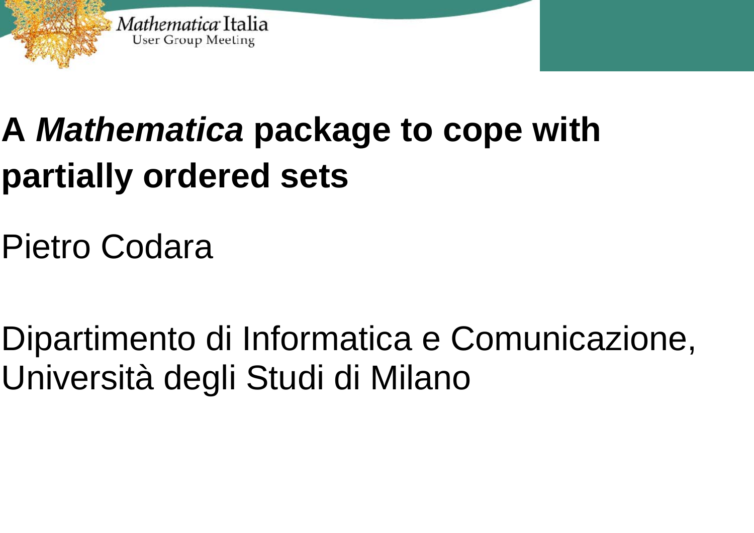# A *Mathematica* package to cope with partially ordered sets

Pietro Codara

Dipartimento di Informatica e Comunicazione, Università degli Studi di Milano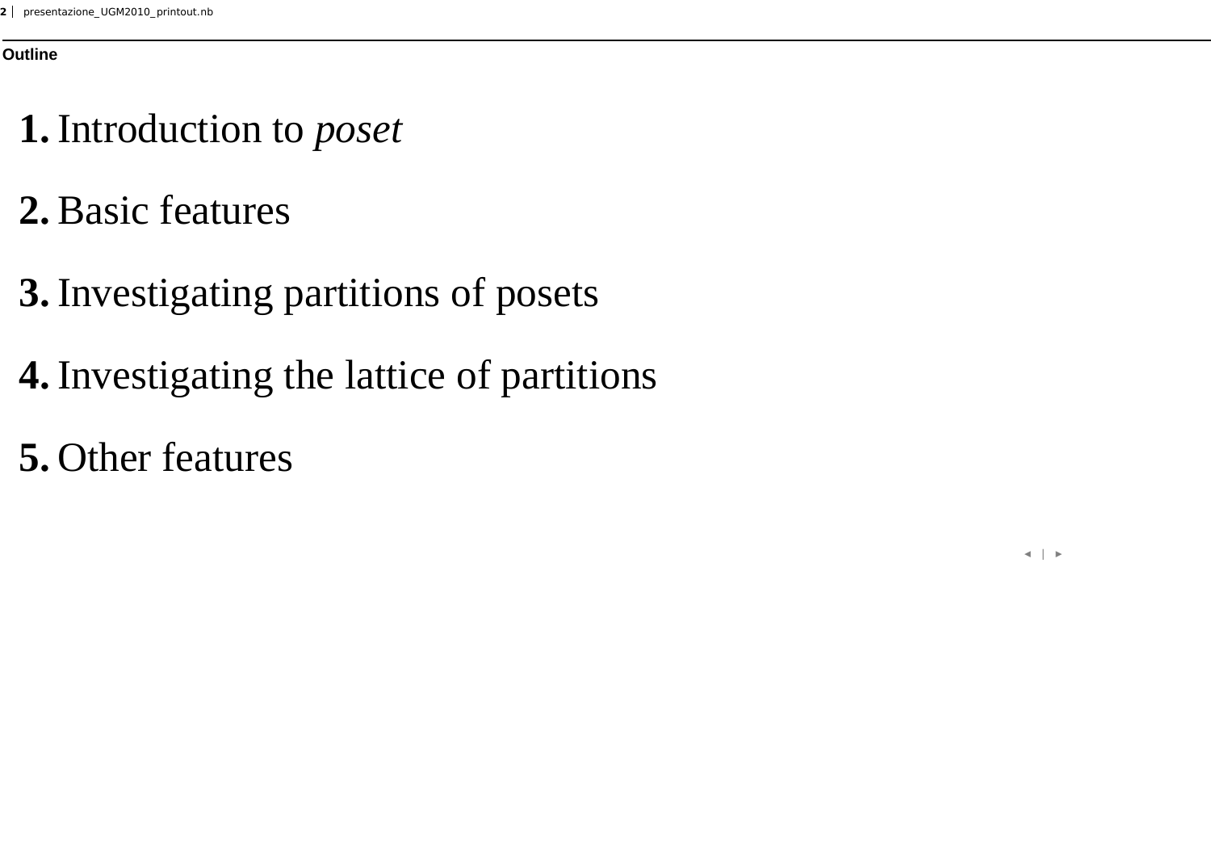## Outline

1. Introduction to *poset*
2. Basic features
3. Investigating partitions of posets
4. Investigating the lattice of partitions
5. Other features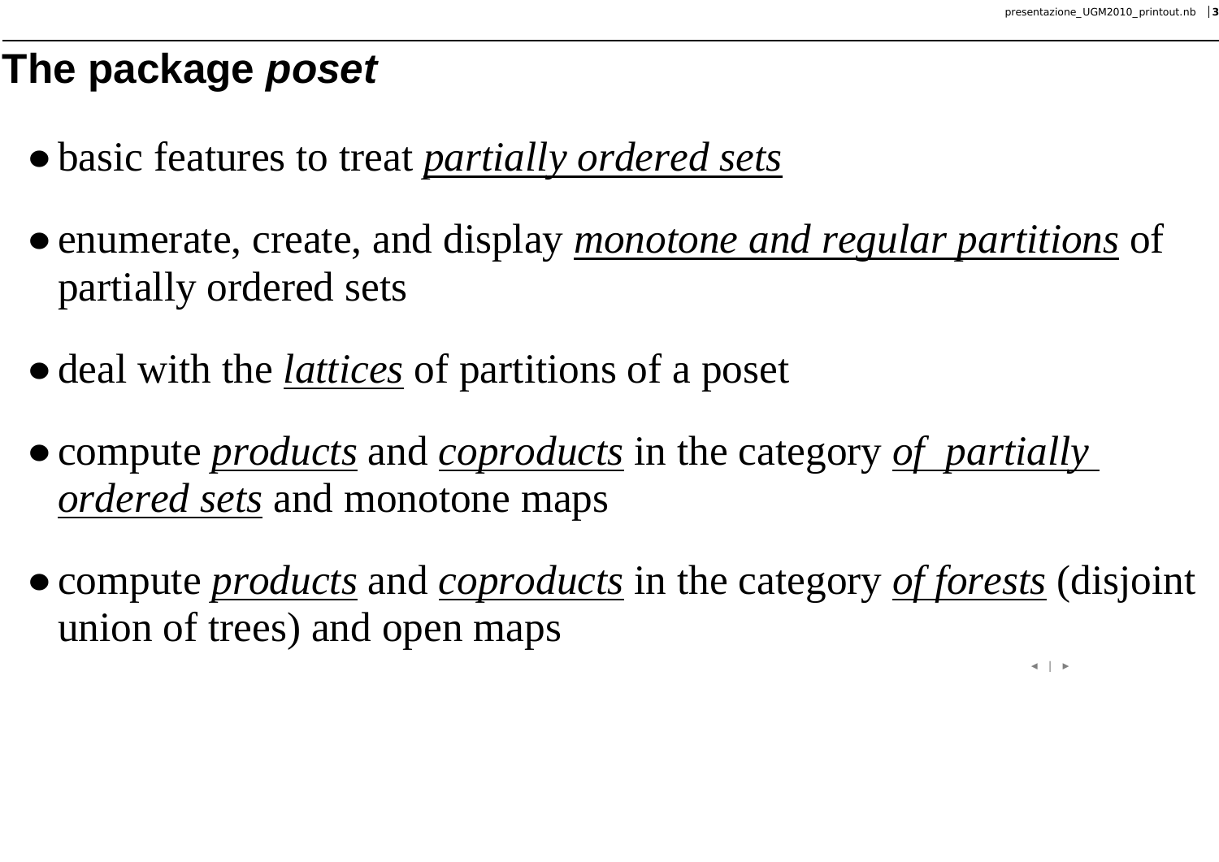# The package *poset*

- basic features to treat *partially ordered sets*
- enumerate, create, and display *monotone and regular partitions* of partially ordered sets
- deal with the *lattices* of partitions of a poset
- compute *products* and *coproducts* in the category *of partially ordered sets* and monotone maps
- compute *products* and *coproducts* in the category *of forests* (disjoint union of trees) and open maps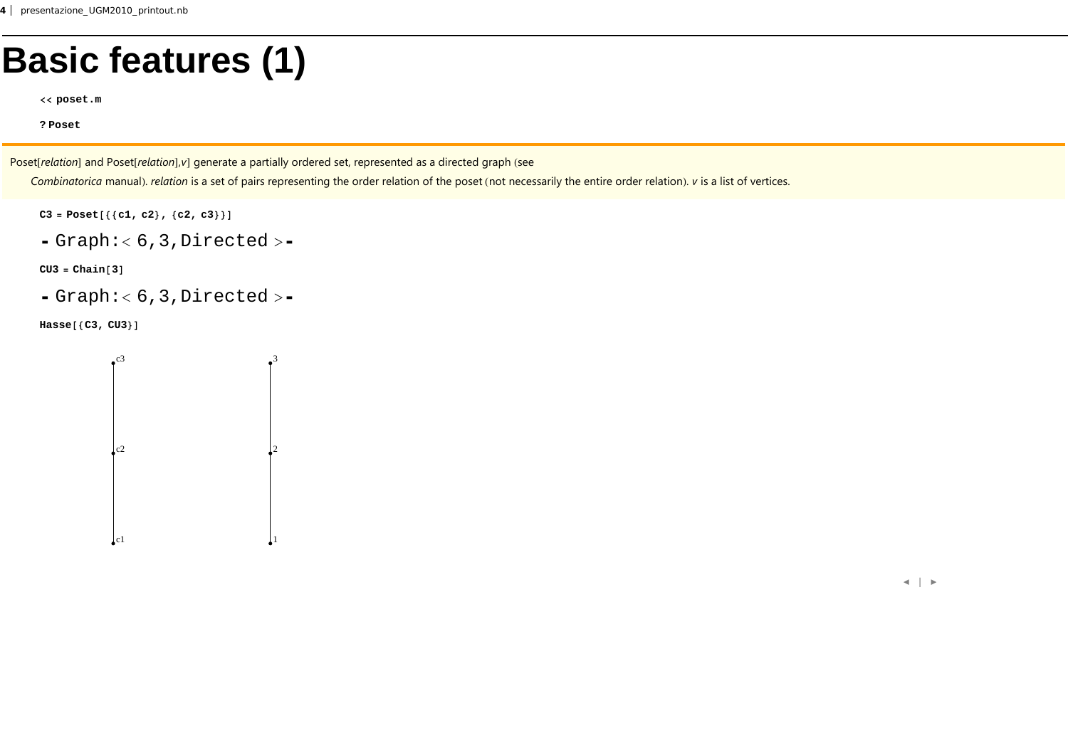# Basic features (1)

```
<< poset.m
```

```
? Poset
```

Poset[*relation*] and Poset[*relation*],*v*] generate a partially ordered set, represented as a directed graph (see *Combinatorica* manual). *relation* is a set of pairs representing the order relation of the poset (not necessarily the entire order relation). *v* is a list of vertices.

```
C3 = Poset[{{c1, c2}, {c2, c3}}]
```

```
- Graph:< 6, 3, Directed >-
```

```
CU3 = Chain[3]
```

```
- Graph:< 6, 3, Directed >-
```

```
Hasse[{C3, CU3}]
```

c3
c2
c1

3
2
1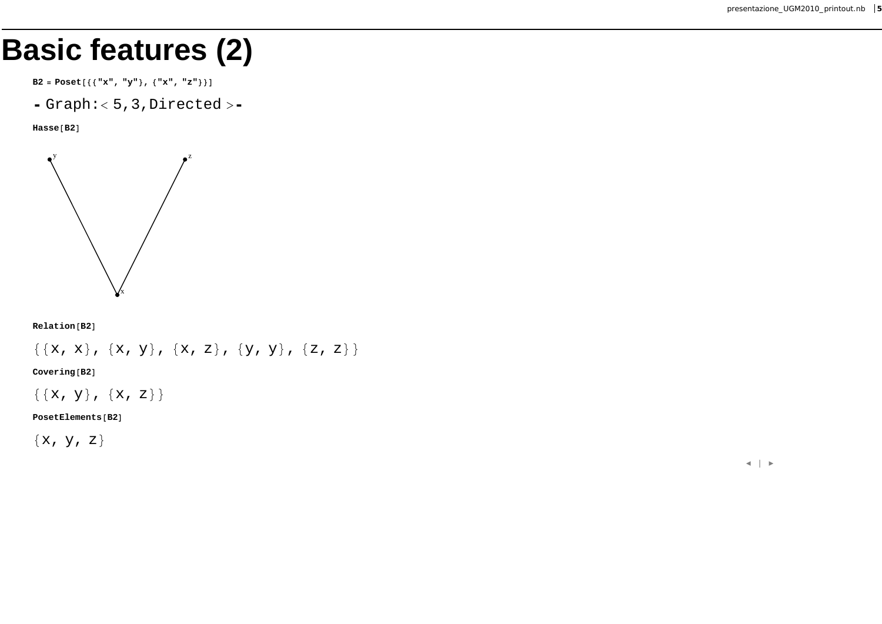# Basic features (2)

```
B2 = Poset[{{"x", "y"}, {"x", "z"}}]
```

- Graph:< 5,3,Directed >-

```
Hasse[B2]
```

```
Relation[B2]
```

{{x, x}, {x, y}, {x, z}, {y, y}, {z, z}}

```
Covering[B2]
```

{{x, y}, {x, z}}

```
PosetElements[B2]
```

{x, y, z}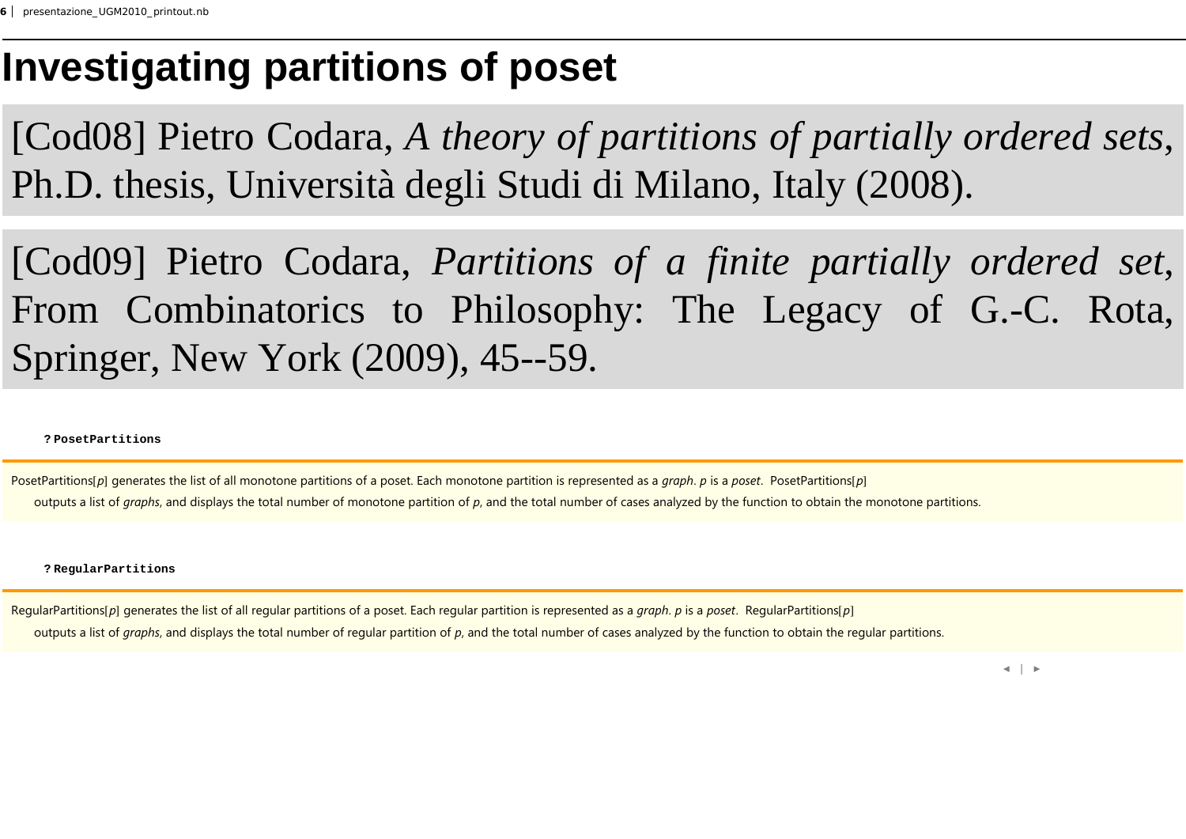# Investigating partitions of poset

[Cod08] Pietro Codara, *A theory of partitions of partially ordered sets*, Ph.D. thesis, Università degli Studi di Milano, Italy (2008).

[Cod09] Pietro Codara, *Partitions of a finite partially ordered set*, From Combinatorics to Philosophy: The Legacy of G.-C. Rota, Springer, New York (2009), 45--59.

```
? PosetPartitions
```

PosetPartitions[*p*] generates the list of all monotone partitions of a poset. Each monotone partition is represented as a *graph*. *p* is a *poset*. PosetPartitions[*p*] outputs a list of *graphs*, and displays the total number of monotone partition of *p*, and the total number of cases analyzed by the function to obtain the monotone partitions.

```
? RegularPartitions
```

RegularPartitions[*p*] generates the list of all regular partitions of a poset. Each regular partition is represented as a *graph*. *p* is a *poset*. RegularPartitions[*p*] outputs a list of *graphs*, and displays the total number of regular partition of *p*, and the total number of cases analyzed by the function to obtain the regular partitions.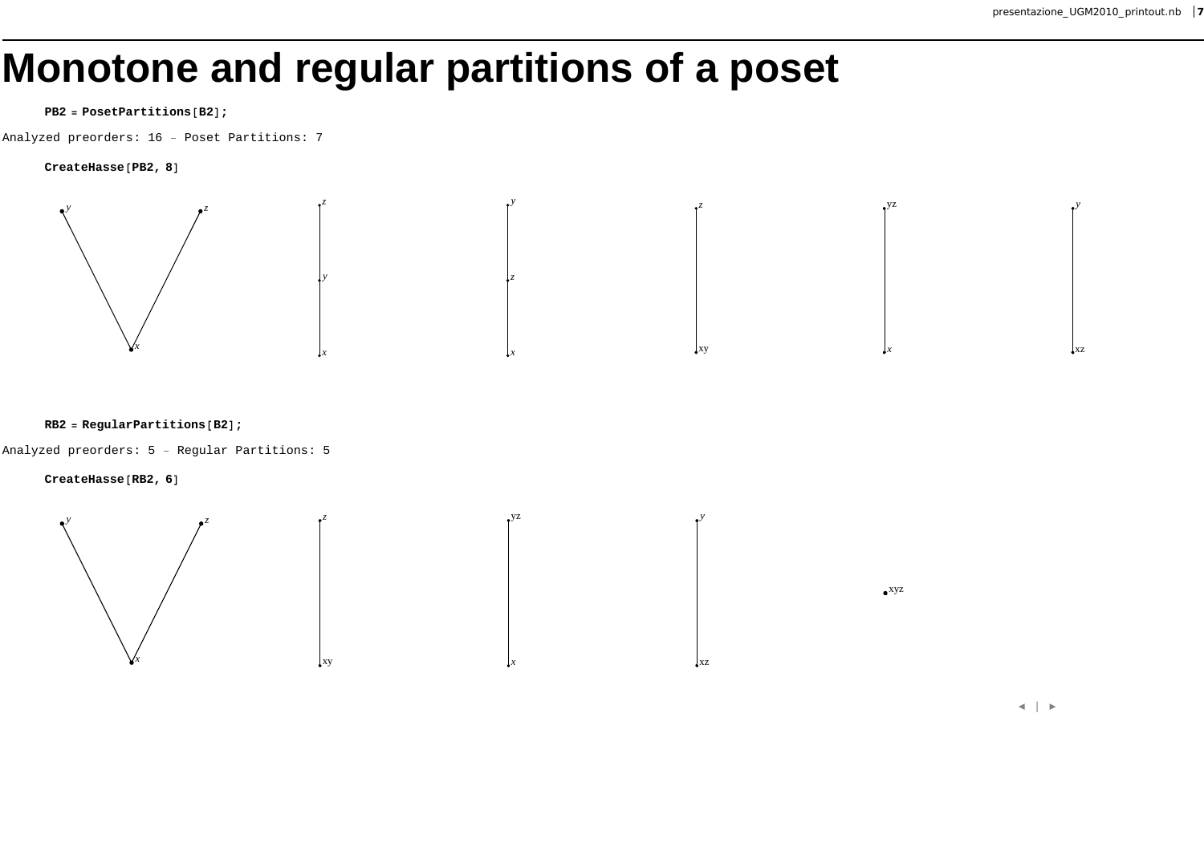# Monotone and regular partitions of a poset

```
PB2 = PosetPartitions[B2];
```

```
Analyzed preorders: 16 – Poset Partitions: 7
```

```
CreateHasse[PB2, 8]
```

```
RB2 = RegularPartitions[B2];
```

```
Analyzed preorders: 5 – Regular Partitions: 5
```

```
CreateHasse[RB2, 6]
```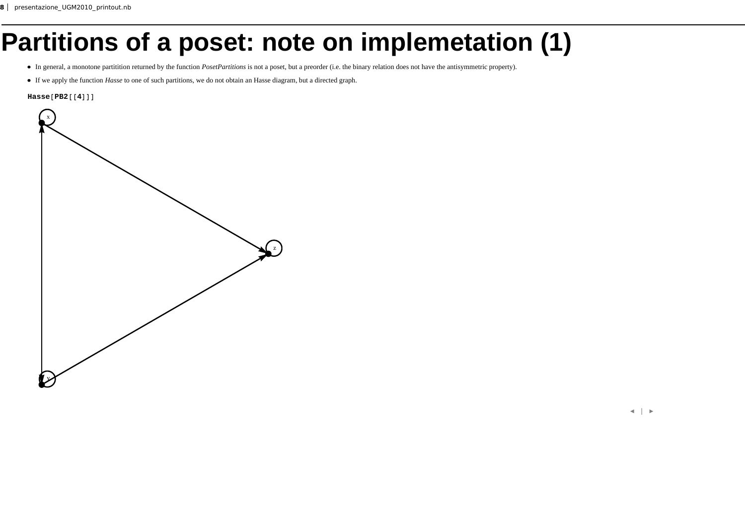# Partitions of a poset: note on implemetation (1)

- In general, a monotone partitition returned by the function *PosetPartitions* is not a poset, but a preorder (i.e. the binary relation does not have the antisymmetric property).
- If we apply the function *Hasse* to one of such partitions, we do not obtain an Hasse diagram, but a directed graph.

```
Hasse[PB2[[4]]]
```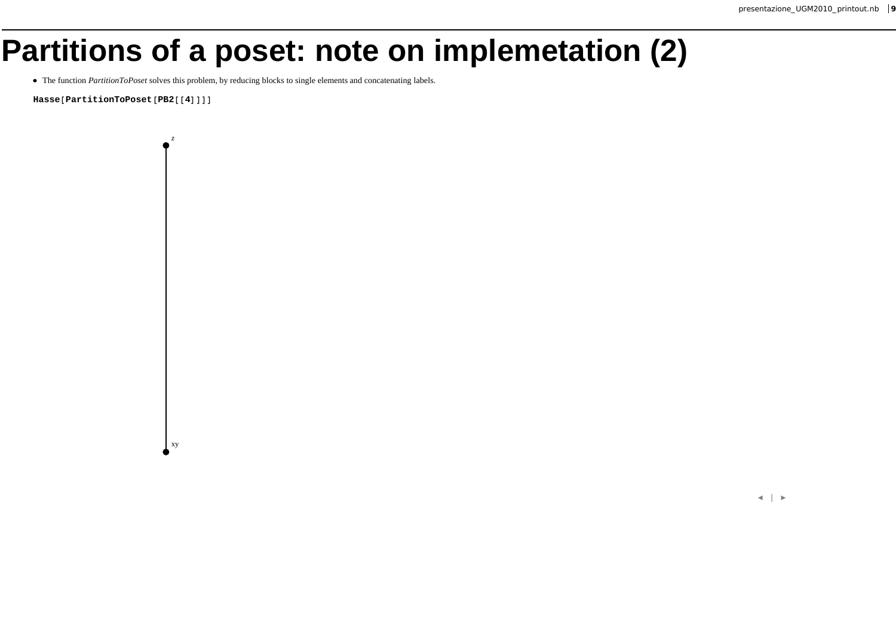# Partitions of a poset: note on implemetation (2)

- The function *PartitionToPoset* solves this problem, by reducing blocks to single elements and concatenating labels.

```
Hasse[PartitionToPoset[PB2[[4]]]]
```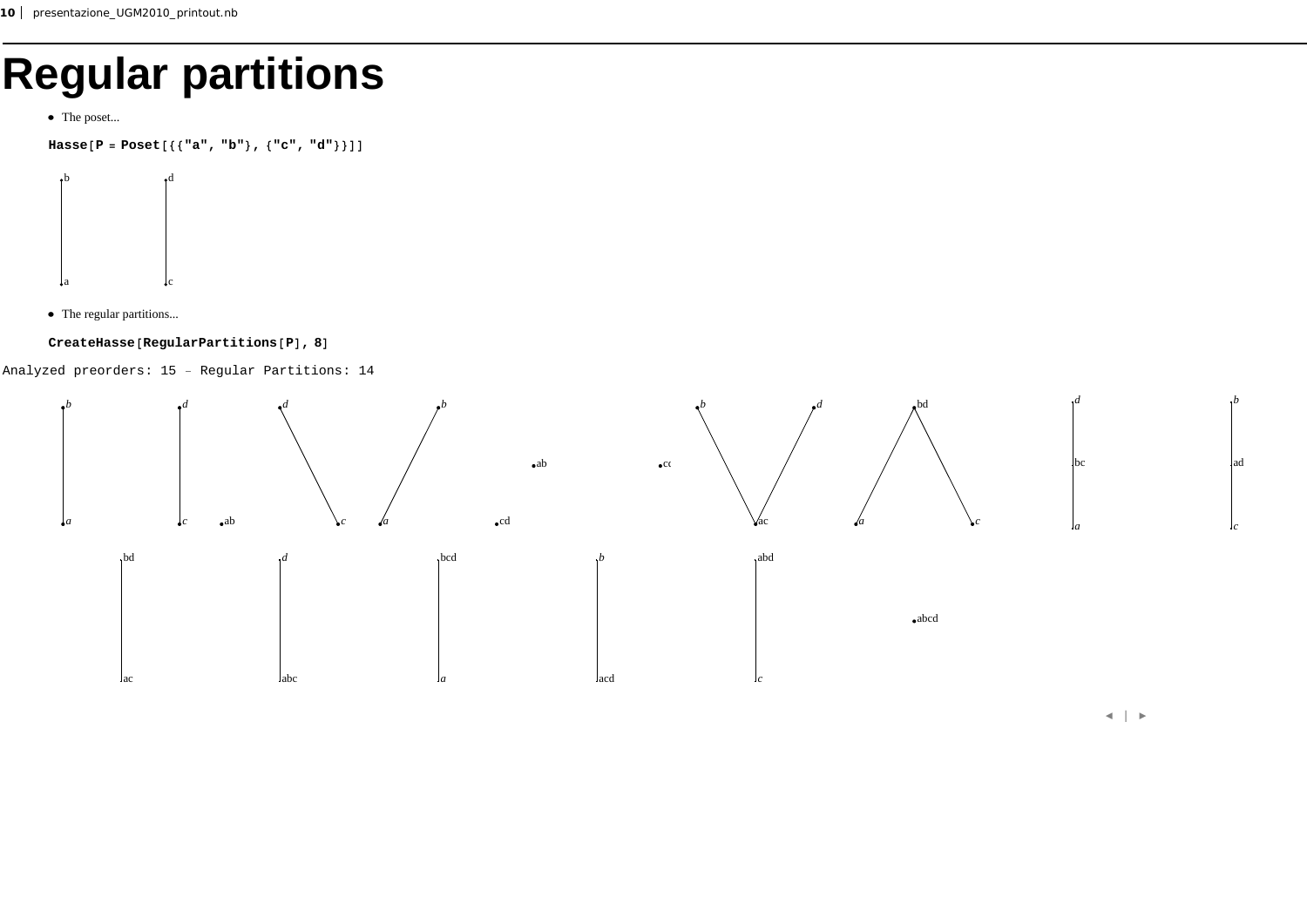# Regular partitions

- The poset...

```
Hasse[P = Poset[{{"a", "b"}, {"c", "d"}}]]
```

- The regular partitions...

```
CreateHasse[RegularPartitions[P], 8]
```

Analyzed preorders: 15 – Regular Partitions: 14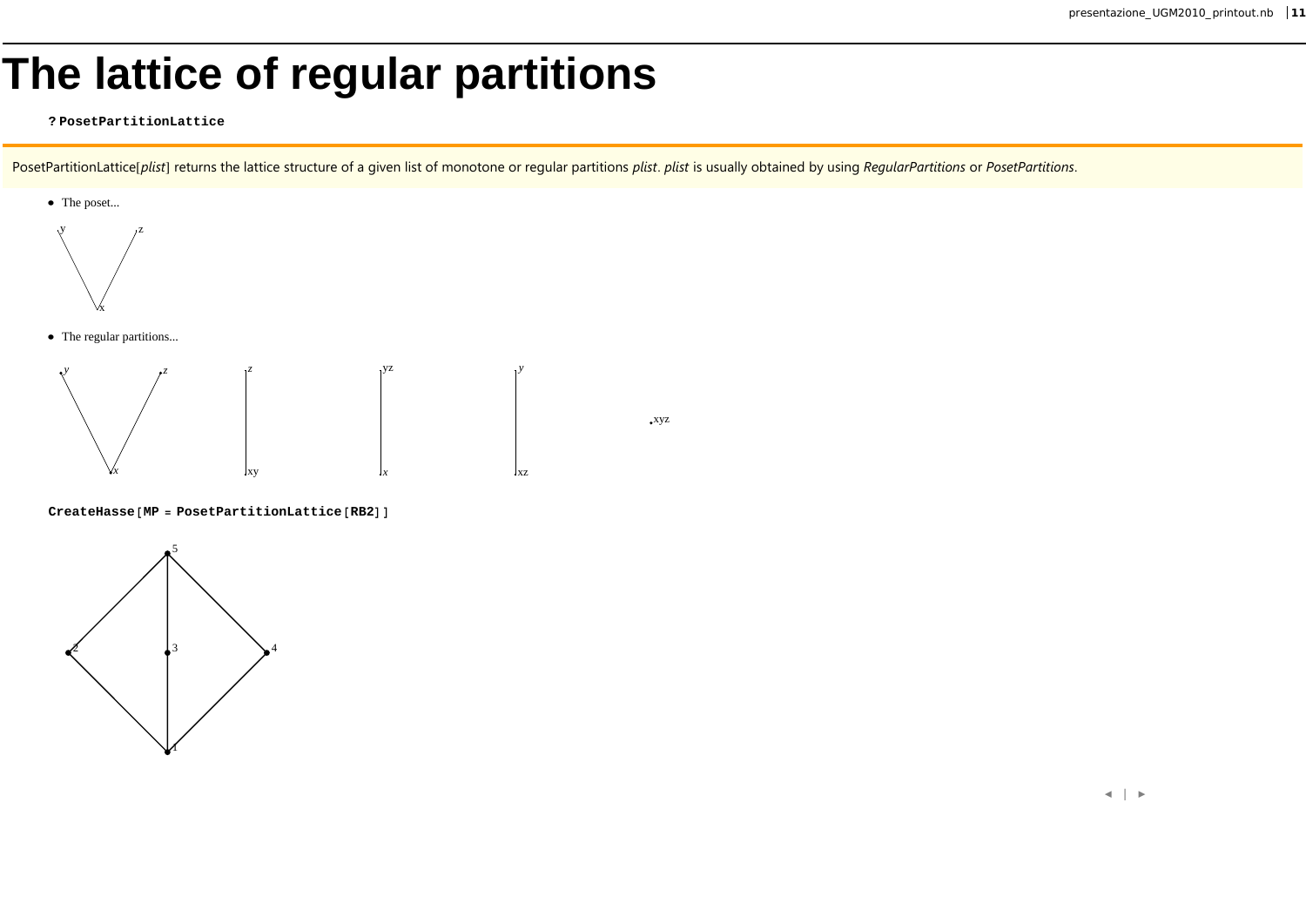# The lattice of regular partitions

```
? PosetPartitionLattice
```

PosetPartitionLattice[*plist*] returns the lattice structure of a given list of monotone or regular partitions *plist*. *plist* is usually obtained by using *RegularPartitions* or *PosetPartitions*.

- The poset...

- The regular partitions...

```
CreateHasse[MP = PosetPartitionLattice[RB2]]
```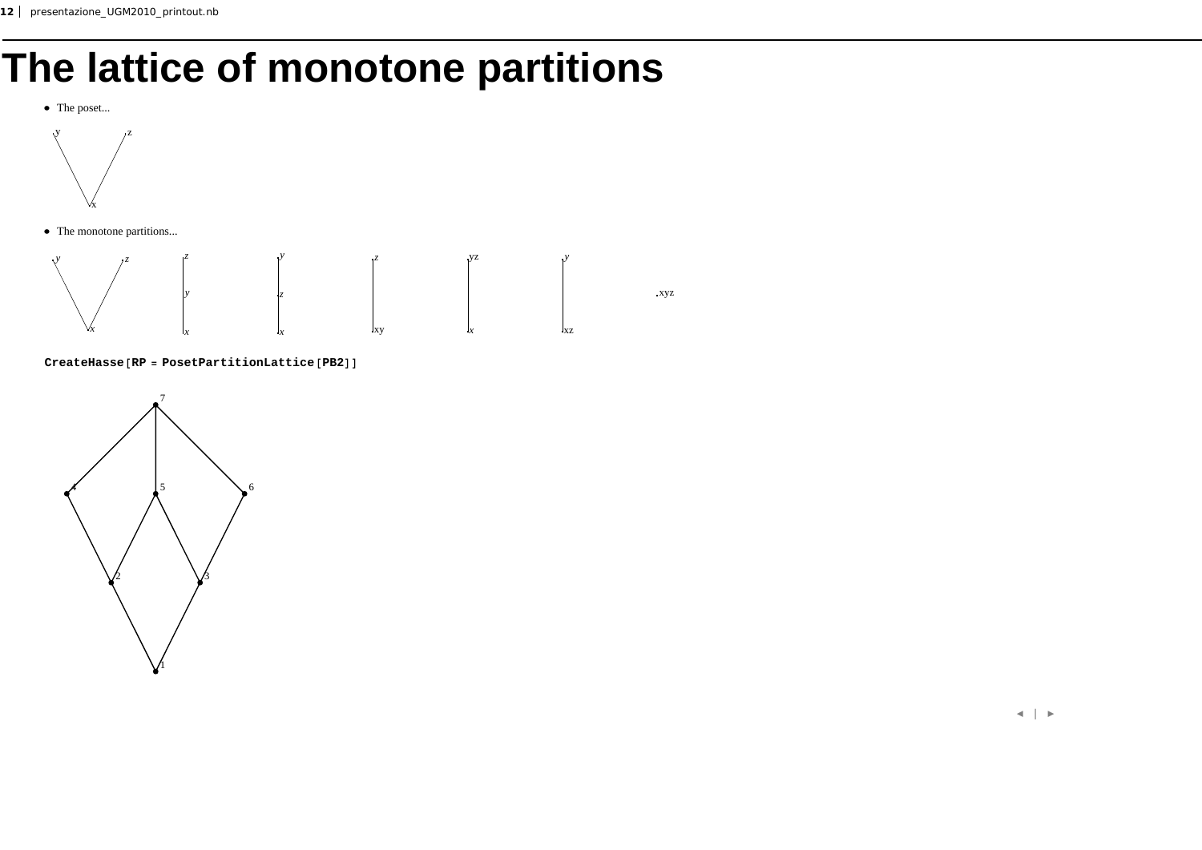# The lattice of monotone partitions

- The poset...

- The monotone partitions...

```
CreateHasse[RP = PosetPartitionLattice[PB2]]
```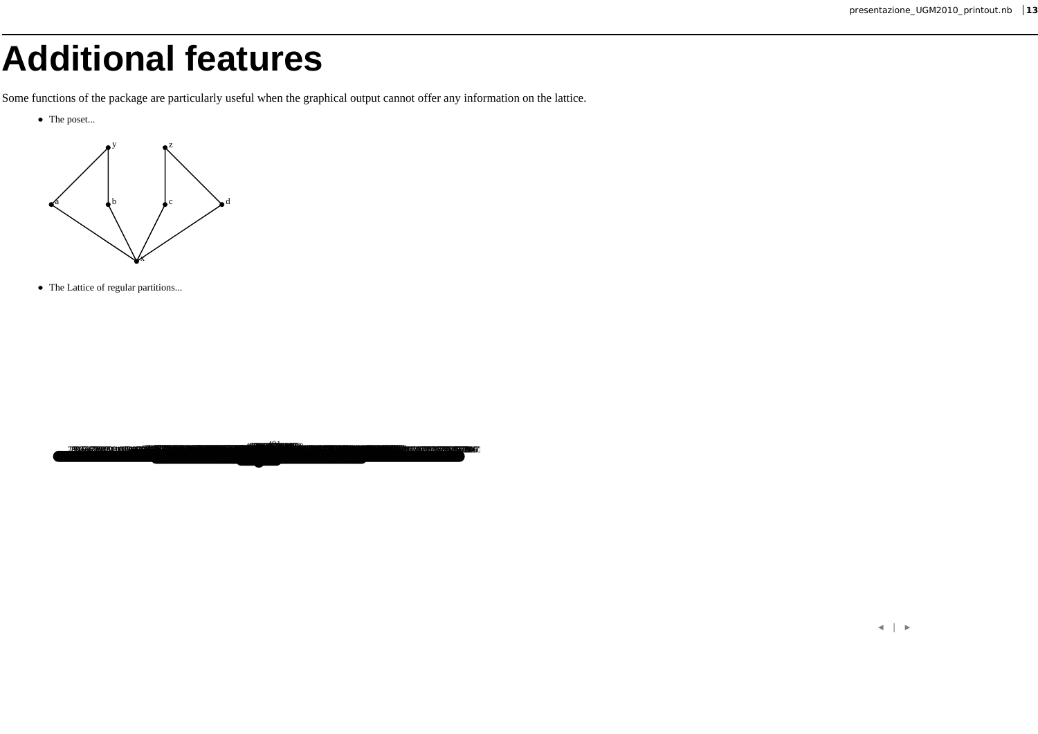# Additional features

Some functions of the package are particularly useful when the graphical output cannot offer any information on the lattice.

- The poset...

- The Lattice of regular partitions...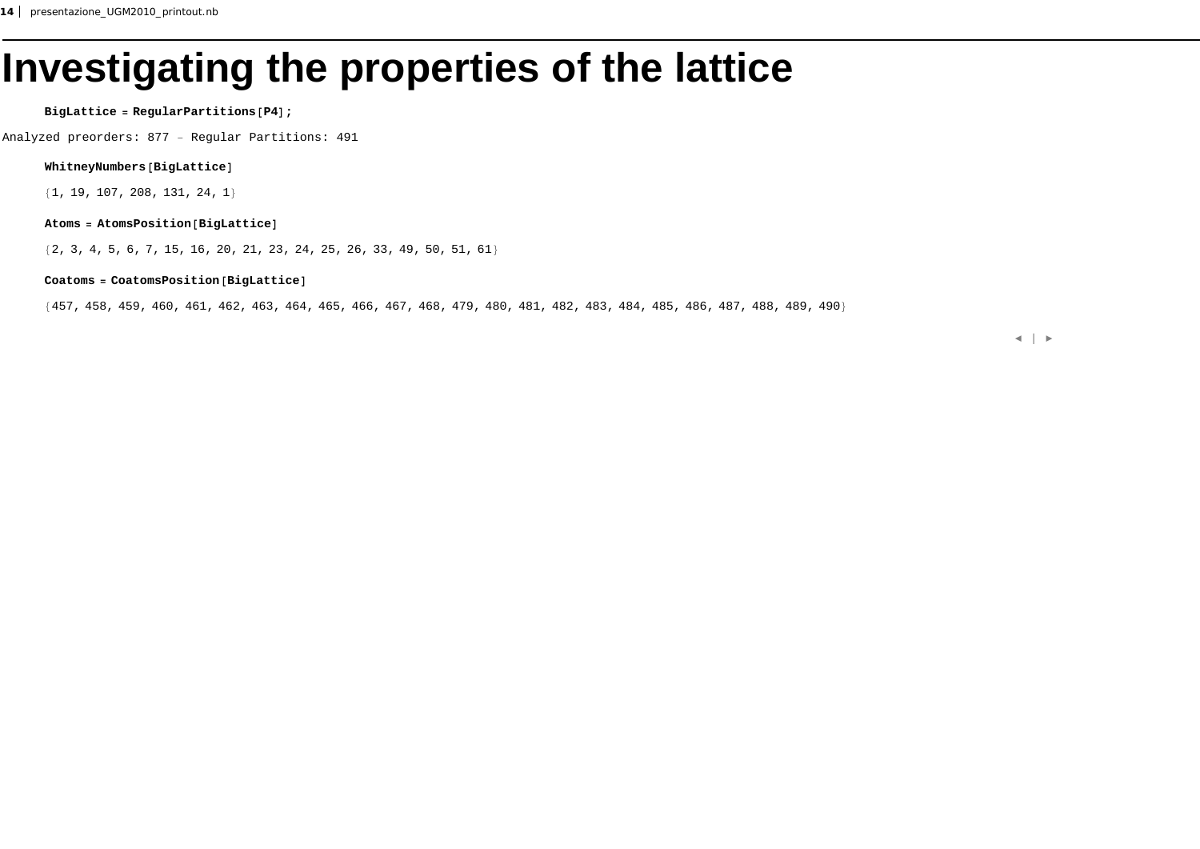# Investigating the properties of the lattice

```
BigLattice = RegularPartitions[P4];
```

```
Analyzed preorders: 877 – Regular Partitions: 491
```

```
WhitneyNumbers[BigLattice]
```

```
{1, 19, 107, 208, 131, 24, 1}
```

```
Atoms = AtomsPosition[BigLattice]
```

```
{2, 3, 4, 5, 6, 7, 15, 16, 20, 21, 23, 24, 25, 26, 33, 49, 50, 51, 61}
```

```
Coatoms = CoatomsPosition[BigLattice]
```

```
{457, 458, 459, 460, 461, 462, 463, 464, 465, 466, 467, 468, 479, 480, 481, 482, 483, 484, 485, 486, 487, 488, 489, 490}
```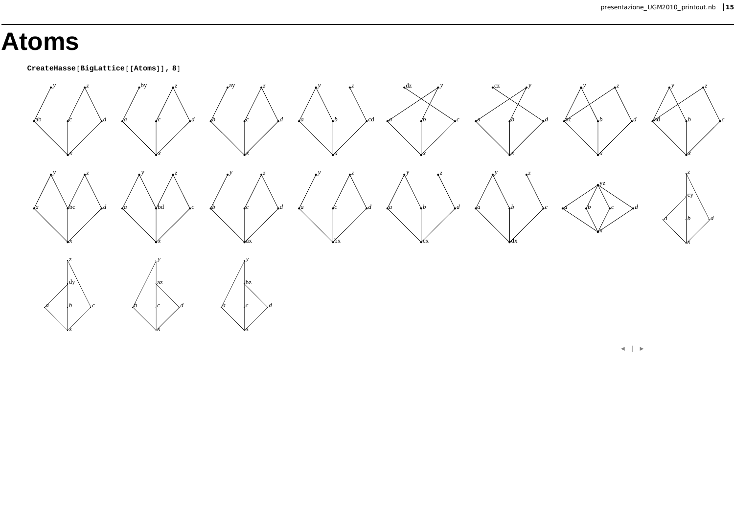# Atoms

```
CreateHasse[BigLattice[[Atoms]], 8]
```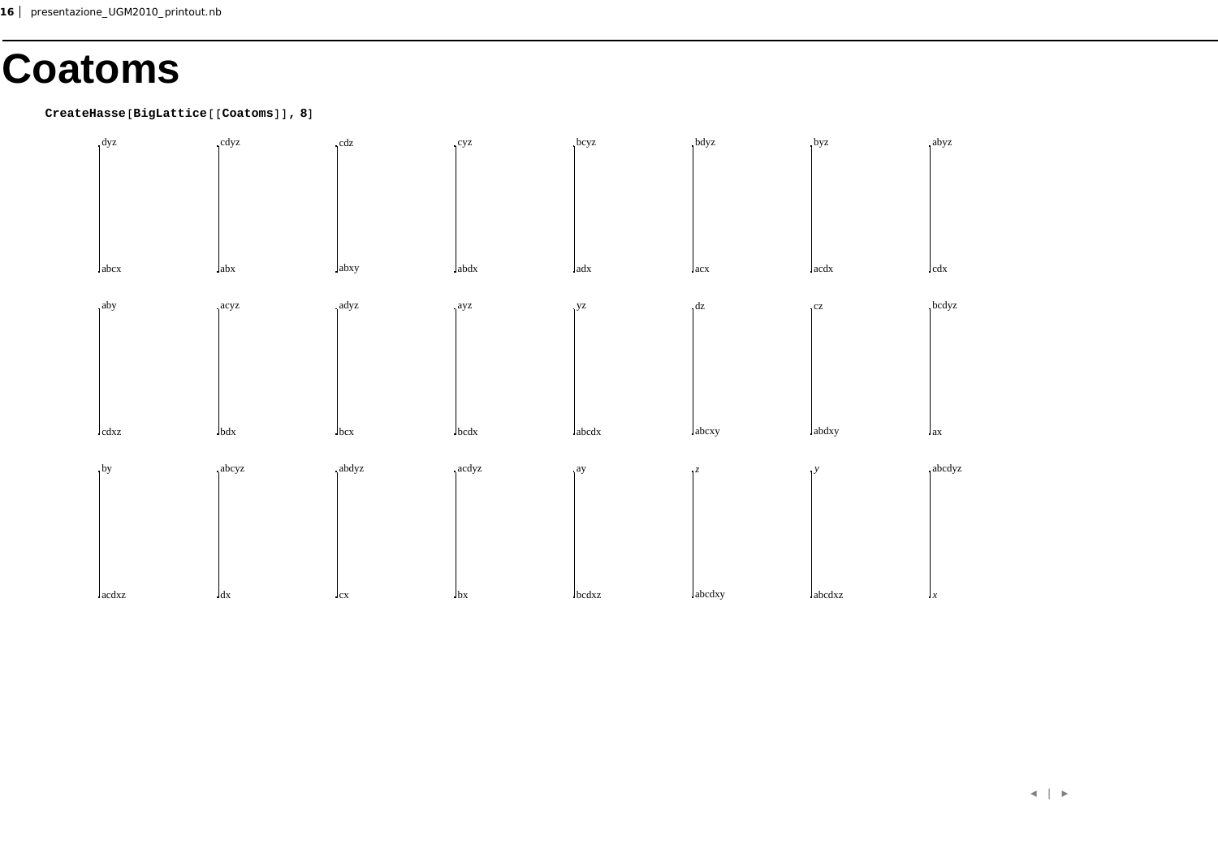# Coatoms

```
CreateHasse[BigLattice[[Coatoms]], 8]
```

| top | bottom |
|---|---|
| dyz | abcx |
| cdyz | abx |
| cdz | abxy |
| cyz | abdx |
| bcyz | adx |
| bdyz | acx |
| byz | acdx |
| abyz | cdx |
| aby | cdxz |
| acyz | bdx |
| adyz | bcx |
| ayz | bcdx |
| yz | abcdx |
| dz | abcxy |
| cz | abdxy |
| bcdyz | ax |
| by | acdxz |
| abcyz | dx |
| abdyz | cx |
| acdyz | bx |
| ay | bcdxz |
| $z$ | abcdxy |
| $y$ | abcdxz |
| abcdyz | $x$ |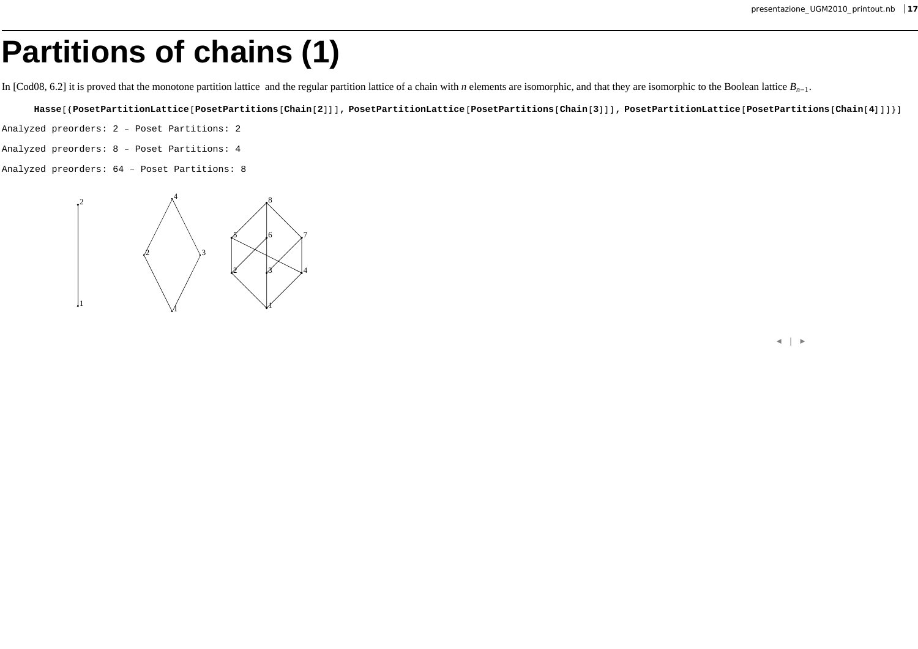# Partitions of chains (1)

In [Cod08, 6.2] it is proved that the monotone partition lattice  and the regular partition lattice of a chain with *n* elements are isomorphic, and that they are isomorphic to the Boolean lattice $B_{n-1}$.

```
Hasse[{PosetPartitionLattice[PosetPartitions[Chain[2]]], PosetPartitionLattice[PosetPartitions[Chain[3]]], PosetPartitionLattice[PosetPartitions[Chain[4]]]}]
```

```
Analyzed preorders: 2 – Poset Partitions: 2

Analyzed preorders: 8 – Poset Partitions: 4

Analyzed preorders: 64 – Poset Partitions: 8
```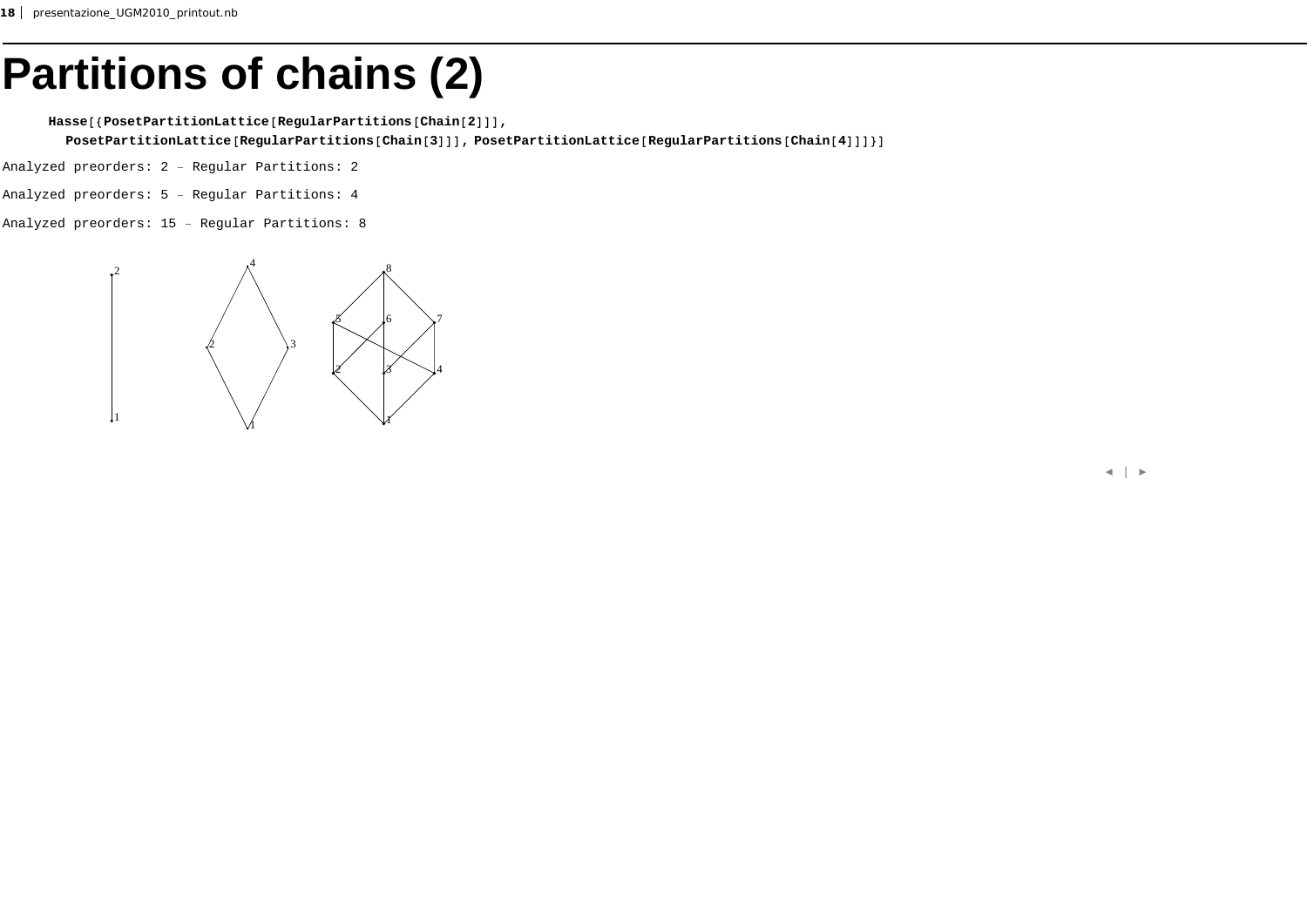# Partitions of chains (2)

```
Hasse[{PosetPartitionLattice[RegularPartitions[Chain[2]]],
  PosetPartitionLattice[RegularPartitions[Chain[3]]], PosetPartitionLattice[RegularPartitions[Chain[4]]]}]
```

```
Analyzed preorders: 2 – Regular Partitions: 2

Analyzed preorders: 5 – Regular Partitions: 4

Analyzed preorders: 15 – Regular Partitions: 8
```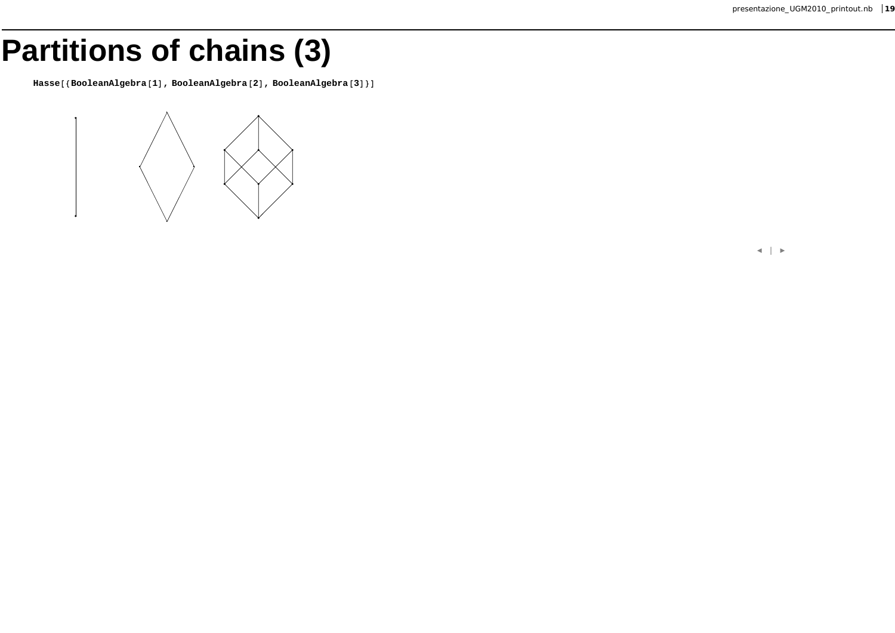# Partitions of chains (3)

```
Hasse[{BooleanAlgebra[1], BooleanAlgebra[2], BooleanAlgebra[3]}]
```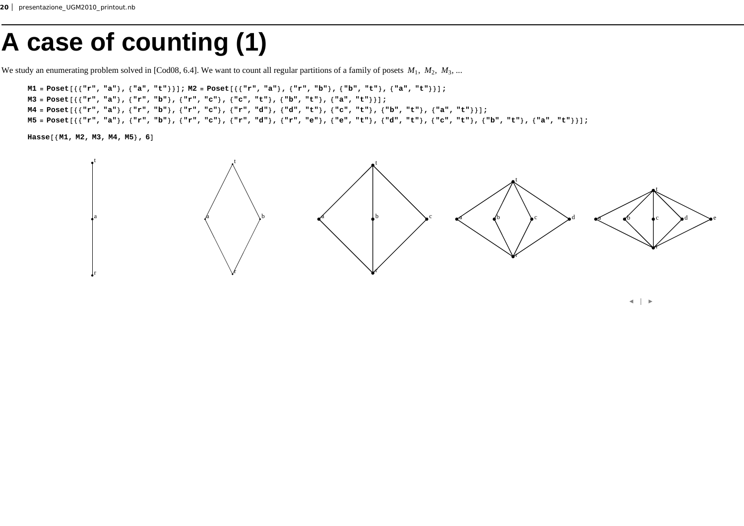# A case of counting (1)

We study an enumerating problem solved in [Cod08, 6.4]. We want to count all regular partitions of a family of posets $M_1$, $M_2$, $M_3$, ...

```
M1 = Poset[{{"r", "a"}, {"a", "t"}}]; M2 = Poset[{{"r", "a"}, {"r", "b"}, {"b", "t"}, {"a", "t"}}];
M3 = Poset[{{"r", "a"}, {"r", "b"}, {"r", "c"}, {"c", "t"}, {"b", "t"}, {"a", "t"}}];
M4 = Poset[{{"r", "a"}, {"r", "b"}, {"r", "c"}, {"r", "d"}, {"d", "t"}, {"c", "t"}, {"b", "t"}, {"a", "t"}}];
M5 = Poset[{{"r", "a"}, {"r", "b"}, {"r", "c"}, {"r", "d"}, {"r", "e"}, {"e", "t"}, {"d", "t"}, {"c", "t"}, {"b", "t"}, {"a", "t"}}];
```

```
Hasse[{M1, M2, M3, M4, M5}, 6]
```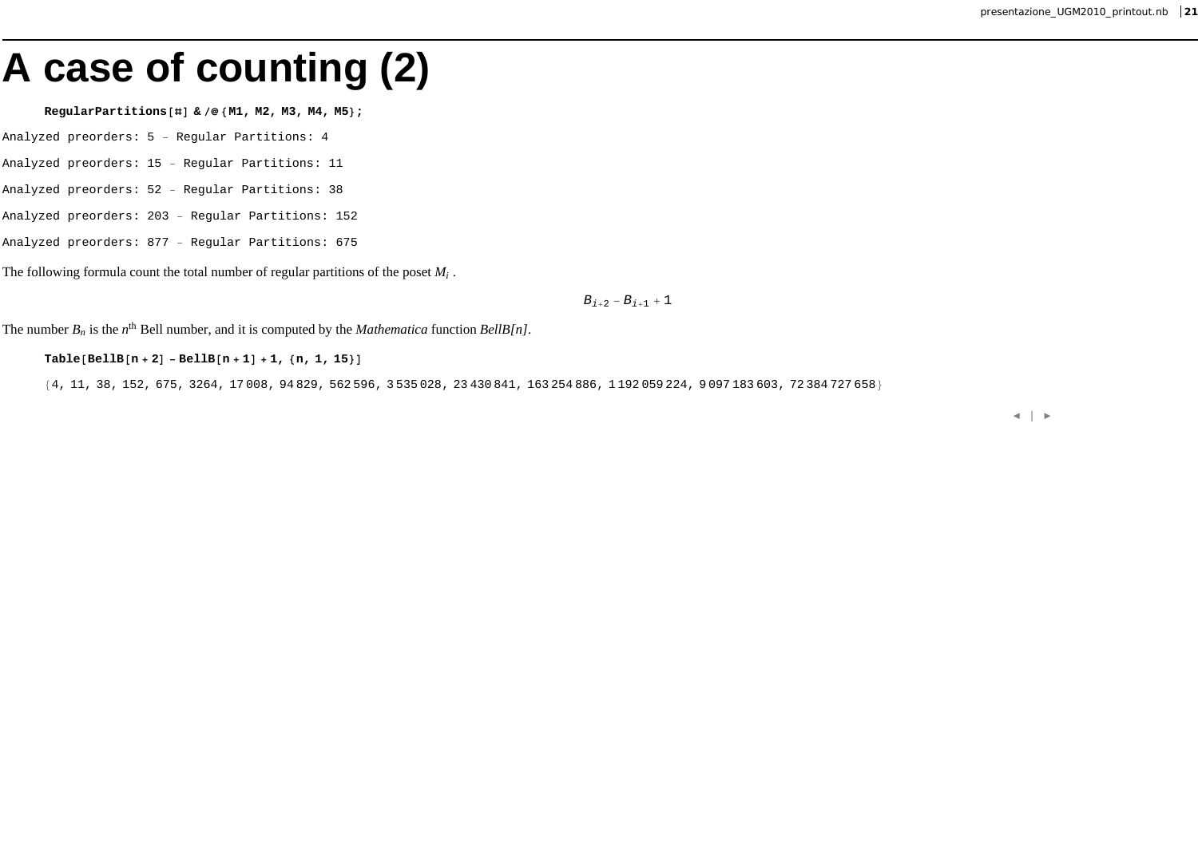# A case of counting (2)

```
RegularPartitions[#] & /@ {M1, M2, M3, M4, M5};
```

```
Analyzed preorders: 5 – Regular Partitions: 4

Analyzed preorders: 15 – Regular Partitions: 11

Analyzed preorders: 52 – Regular Partitions: 38

Analyzed preorders: 203 – Regular Partitions: 152

Analyzed preorders: 877 – Regular Partitions: 675
```

The following formula count the total number of regular partitions of the poset $M_i$ .

$$B_{i+2} - B_{i+1} + 1$$

The number $B_n$ is the $n^{th}$ Bell number, and it is computed by the *Mathematica* function *BellB[n]*.

```
Table[BellB[n + 2] - BellB[n + 1] + 1, {n, 1, 15}]
```

```
{4, 11, 38, 152, 675, 3264, 17 008, 94 829, 562 596, 3 535 028, 23 430 841, 163 254 886, 1 192 059 224, 9 097 183 603, 72 384 727 658}
```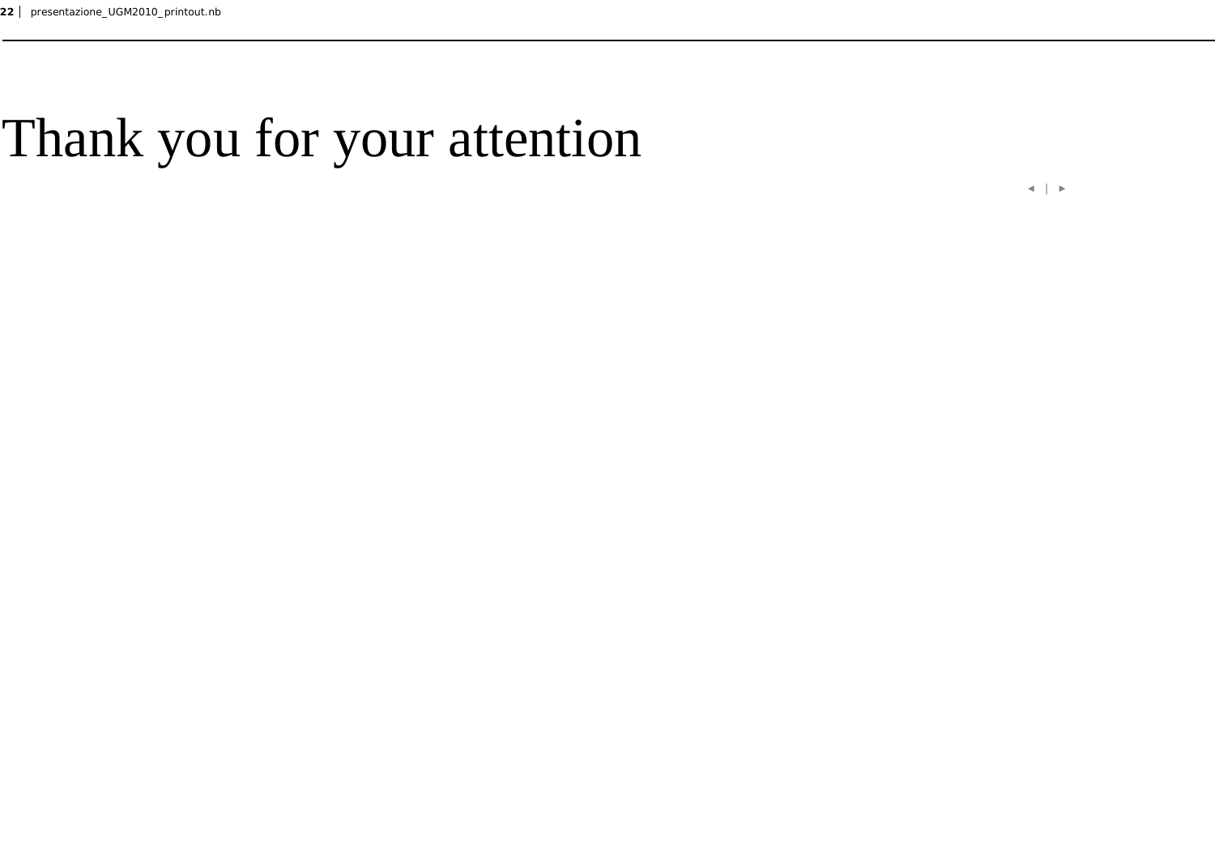# Thank you for your attention